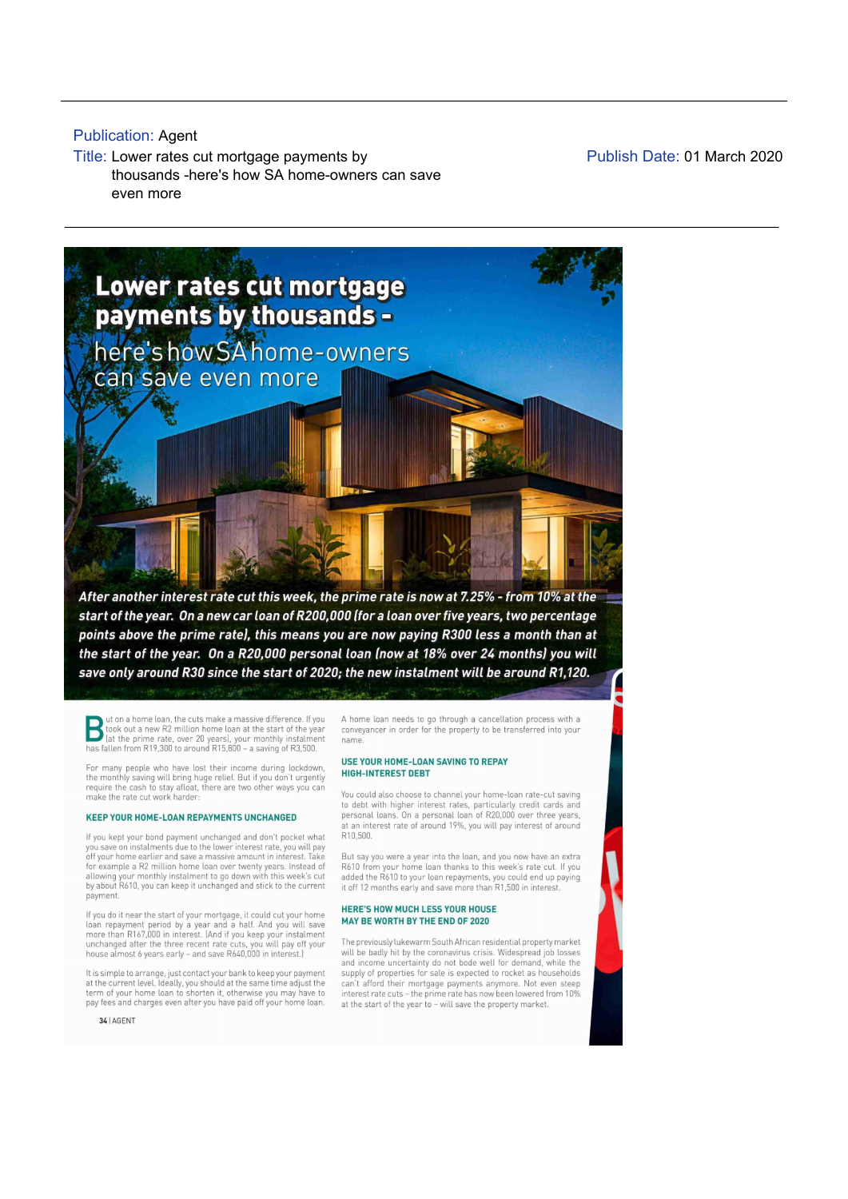Publication: Agent

Title: Lower rates cut mortgage payments by thousands -here's how SA home-owners can save even more

Publish Date: 01 March 2020

# Lower rates cut mortgage payments by thousands - here's how SA home-owners can save even more

*After another interest rate cut this week, the prime rate is now at 7.25% - from 10% at the start of the year. On a new car loan of R200,000 (for a loan over five years, two percentage points above the prime rate), this means you are now paying R300 less a month than at the start of the year. On a R20,000 personal loan (now at 18% over 24 months) you will save only around R30 since the start of 2020; the new instalment will be around R1,120.*

But on a home loan, the cuts make a massive difference. If you took out a new R2 million home loan at the start of the year (at the prime rate, over 20 years), your monthly instalment has fallen from R19,300 to around R15,800 – a saving of R3,500.

For many people who have lost their income during lockdown, the monthly saving will bring huge relief. But if you don't urgently require the cash to stay afloat, there are two other ways you can make the rate cut work harder:

### KEEP YOUR HOME-LOAN REPAYMENTS UNCHANGED

If you kept your bond payment unchanged and don't pocket what you save on instalments due to the lower interest rate, you will pay off your home earlier and save a massive amount in interest. Take for example a R2 million home loan over twenty years. Instead of allowing your monthly instalment to go down with this week's cut by about R610, you can keep it unchanged and stick to the current payment.

If you do it near the start of your mortgage, it could cut your home loan repayment period by a year and a half. And you will save more than R167,000 in interest. (And if you keep your instalment unchanged after the three recent rate cuts, you will pay off your house almost 6 years early – and save R640,000 in interest.)

It is simple to arrange, just contact your bank to keep your payment at the current level. Ideally, you should at the same time adjust the term of your home loan to shorten it, otherwise you may have to pay fees and charges even after you have paid off your home loan. A home loan needs to go through a cancellation process with a conveyancer in order for the property to be transferred into your name.

### USE YOUR HOME-LOAN SAVING TO REPAY HIGH-INTEREST DEBT

You could also choose to channel your home-loan rate-cut saving to debt with higher interest rates, particularly credit cards and personal loans. On a personal loan of R20,000 over three years, at an interest rate of around 19%, you will pay interest of around R10,500.

But say you were a year into the loan, and you now have an extra R610 from your home loan thanks to this week's rate cut. If you added the R610 to your loan repayments, you could end up paying it off 12 months early and save more than R1,500 in interest.

### HERE'S HOW MUCH LESS YOUR HOUSE MAY BE WORTH BY THE END OF 2020

The previously lukewarm South African residential property market will be badly hit by the coronavirus crisis. Widespread job losses and income uncertainty do not bode well for demand, while the supply of properties for sale is expected to rocket as households can't afford their mortgage payments anymore. Not even steep interest rate cuts – the prime rate has now been lowered from 10% at the start of the year to – will save the property market.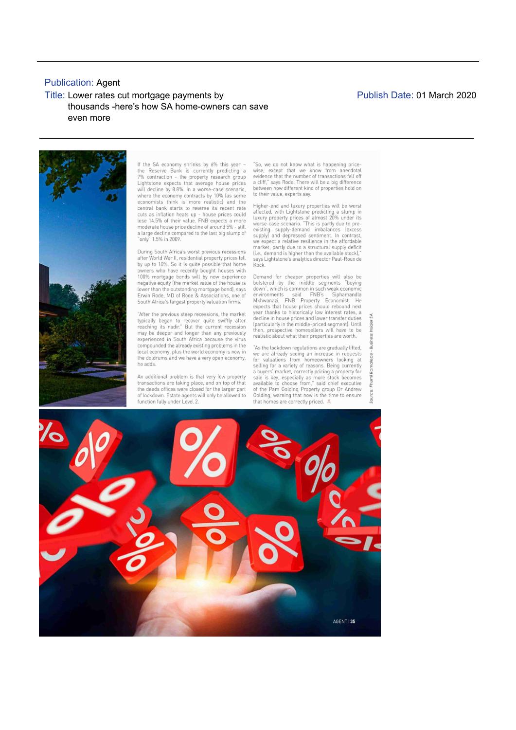Publication: Agent

Title: Lower rates cut mortgage payments by thousands -here's how SA home-owners can save even more

Publish Date: 01 March 2020

If the SA economy shrinks by 6% this year – the Reserve Bank is currently predicting a 7% contraction – the property research group Lightstone expects that average house prices will decline by 8.8%. In a worse-case scenario, where the economy contracts by 10% (as some economists think is more realistic) and the central bank starts to reverse its recent rate cuts as inflation heats up – house prices could lose 14.5% of their value. FNB expects a more moderate house price decline of around 5% - still a large decline compared to the last big slump of "only" 1.5% in 2009.

During South Africa's worst previous recessions after World War II, residential property prices fell by up to 10%. So it is quite possible that home owners who have recently bought houses with 100% mortgage bonds will by now experience negative equity (the market value of the house is lower than the outstanding mortgage bond), says Erwin Rode, MD of Rode & Associations, one of South Africa's largest property valuation firms.

"After the previous steep recessions, the market typically began to recover quite swiftly after reaching its nadir." But the current recession may be deeper and longer than any previously experienced in South Africa because the virus compounded the already existing problems in the local economy, plus the world economy is now in the doldrums and we have a very open economy, he adds.

An additional problem is that very few property transactions are taking place, and on top of that the deeds offices were closed for the larger part of lockdown. Estate agents will only be allowed to function fully under Level 2.

"So, we do not know what is happening price-wise, except that we know from anecdotal evidence that the number of transactions fell off a cliff," says Rode. There will be a big difference between how different kind of properties hold on to their value, experts say.

Higher-end and luxury properties will be worst affected, with Lightstone predicting a slump in luxury property prices of almost 20% under its worse-case scenario. "This is partly due to pre-existing supply-demand imbalances (excess supply) and depressed sentiment. In contrast, we expect a relative resilience in the affordable market, partly due to a structural supply deficit (i.e., demand is higher than the available stock)," says Lightstone's analytics director Paul-Roux de Kock.

Demand for cheaper properties will also be bolstered by the middle segments "buying down", which is common in such weak economic environments said FNB's Siphamandla Mkhwanazi, FNB Property Economist. He expects that house prices should rebound next year thanks to historically low interest rates, a decline in house prices and lower transfer duties (particularly in the middle-priced segment). Until then, prospective homesellers will have to be realistic about what their properties are worth.

"As the lockdown regulations are gradually lifted, we are already seeing an increase in requests for valuations from homeowners looking at selling for a variety of reasons. Being currently a buyers' market, correctly pricing a property for sale is key, especially as more stock becomes available to choose from," said chief executive of the Pam Golding Property group Dr Andrew Golding, warning that now is the time to ensure that homes are correctly priced.

*Source: Phumi Ramolepe - Business Insider SA*